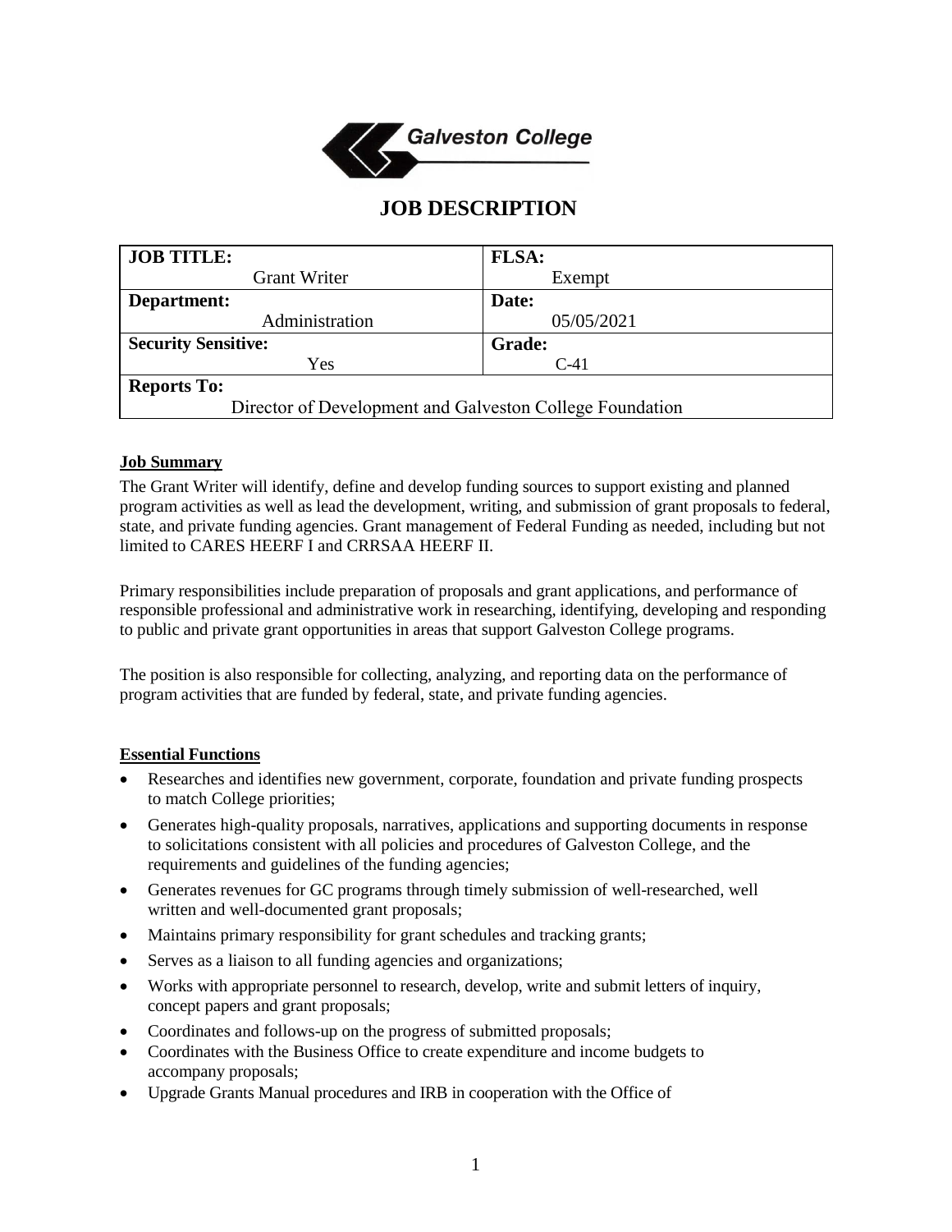Galveston College

# JOB DESCRIPTION

| **JOB TITLE:** Grant Writer | **FLSA:** Exempt |
|---|---|
| **Department:** Administration | **Date:** 05/05/2021 |
| **Security Sensitive:** Yes | **Grade:** C-41 |
| **Reports To:** Director of Development and Galveston College Foundation | |

## Job Summary

The Grant Writer will identify, define and develop funding sources to support existing and planned program activities as well as lead the development, writing, and submission of grant proposals to federal, state, and private funding agencies. Grant management of Federal Funding as needed, including but not limited to CARES HEERF I and CRRSAA HEERF II.

Primary responsibilities include preparation of proposals and grant applications, and performance of responsible professional and administrative work in researching, identifying, developing and responding to public and private grant opportunities in areas that support Galveston College programs.

The position is also responsible for collecting, analyzing, and reporting data on the performance of program activities that are funded by federal, state, and private funding agencies.

## Essential Functions

- Researches and identifies new government, corporate, foundation and private funding prospects to match College priorities;
- Generates high-quality proposals, narratives, applications and supporting documents in response to solicitations consistent with all policies and procedures of Galveston College, and the requirements and guidelines of the funding agencies;
- Generates revenues for GC programs through timely submission of well-researched, well written and well-documented grant proposals;
- Maintains primary responsibility for grant schedules and tracking grants;
- Serves as a liaison to all funding agencies and organizations;
- Works with appropriate personnel to research, develop, write and submit letters of inquiry, concept papers and grant proposals;
- Coordinates and follows-up on the progress of submitted proposals;
- Coordinates with the Business Office to create expenditure and income budgets to accompany proposals;
- Upgrade Grants Manual procedures and IRB in cooperation with the Office of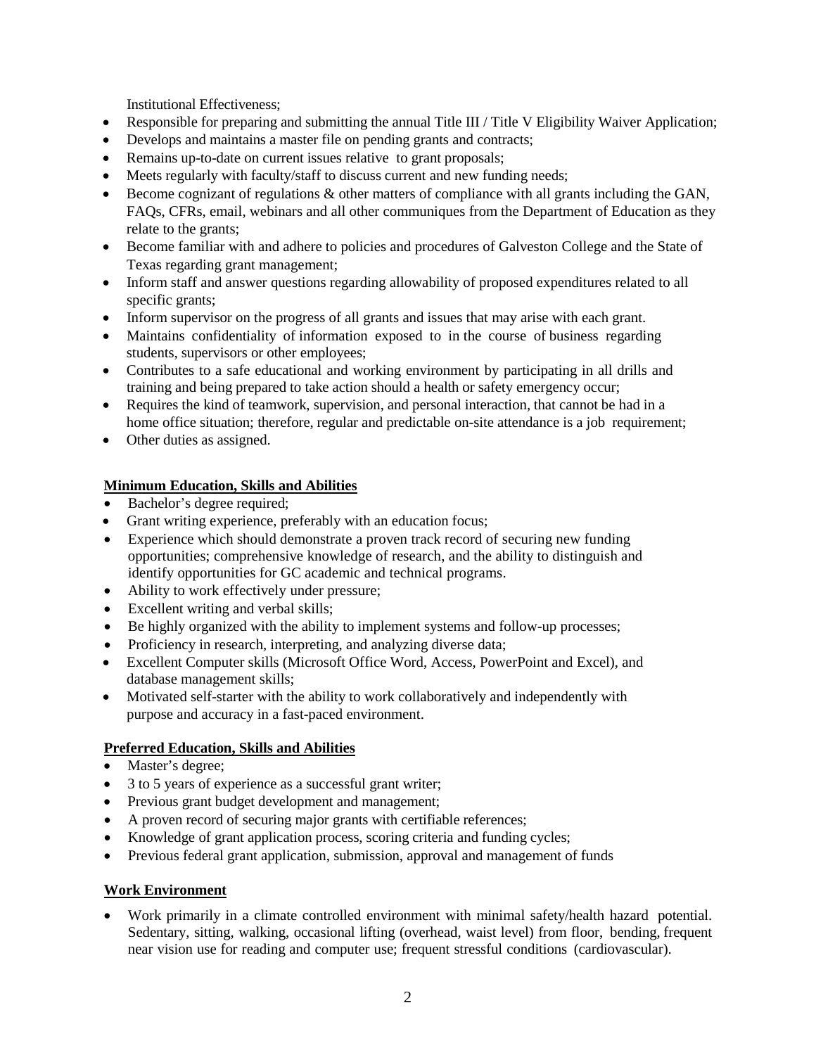Institutional Effectiveness;

- Responsible for preparing and submitting the annual Title III / Title V Eligibility Waiver Application;
- Develops and maintains a master file on pending grants and contracts;
- Remains up-to-date on current issues relative to grant proposals;
- Meets regularly with faculty/staff to discuss current and new funding needs;
- Become cognizant of regulations & other matters of compliance with all grants including the GAN, FAQs, CFRs, email, webinars and all other communiques from the Department of Education as they relate to the grants;
- Become familiar with and adhere to policies and procedures of Galveston College and the State of Texas regarding grant management;
- Inform staff and answer questions regarding allowability of proposed expenditures related to all specific grants;
- Inform supervisor on the progress of all grants and issues that may arise with each grant.
- Maintains confidentiality of information exposed to in the course of business regarding students, supervisors or other employees;
- Contributes to a safe educational and working environment by participating in all drills and training and being prepared to take action should a health or safety emergency occur;
- Requires the kind of teamwork, supervision, and personal interaction, that cannot be had in a home office situation; therefore, regular and predictable on-site attendance is a job requirement;
- Other duties as assigned.

**Minimum Education, Skills and Abilities**

- Bachelor's degree required;
- Grant writing experience, preferably with an education focus;
- Experience which should demonstrate a proven track record of securing new funding opportunities; comprehensive knowledge of research, and the ability to distinguish and identify opportunities for GC academic and technical programs.
- Ability to work effectively under pressure;
- Excellent writing and verbal skills;
- Be highly organized with the ability to implement systems and follow-up processes;
- Proficiency in research, interpreting, and analyzing diverse data;
- Excellent Computer skills (Microsoft Office Word, Access, PowerPoint and Excel), and database management skills;
- Motivated self-starter with the ability to work collaboratively and independently with purpose and accuracy in a fast-paced environment.

**Preferred Education, Skills and Abilities**

- Master's degree;
- 3 to 5 years of experience as a successful grant writer;
- Previous grant budget development and management;
- A proven record of securing major grants with certifiable references;
- Knowledge of grant application process, scoring criteria and funding cycles;
- Previous federal grant application, submission, approval and management of funds

**Work Environment**

- Work primarily in a climate controlled environment with minimal safety/health hazard potential. Sedentary, sitting, walking, occasional lifting (overhead, waist level) from floor, bending, frequent near vision use for reading and computer use; frequent stressful conditions (cardiovascular).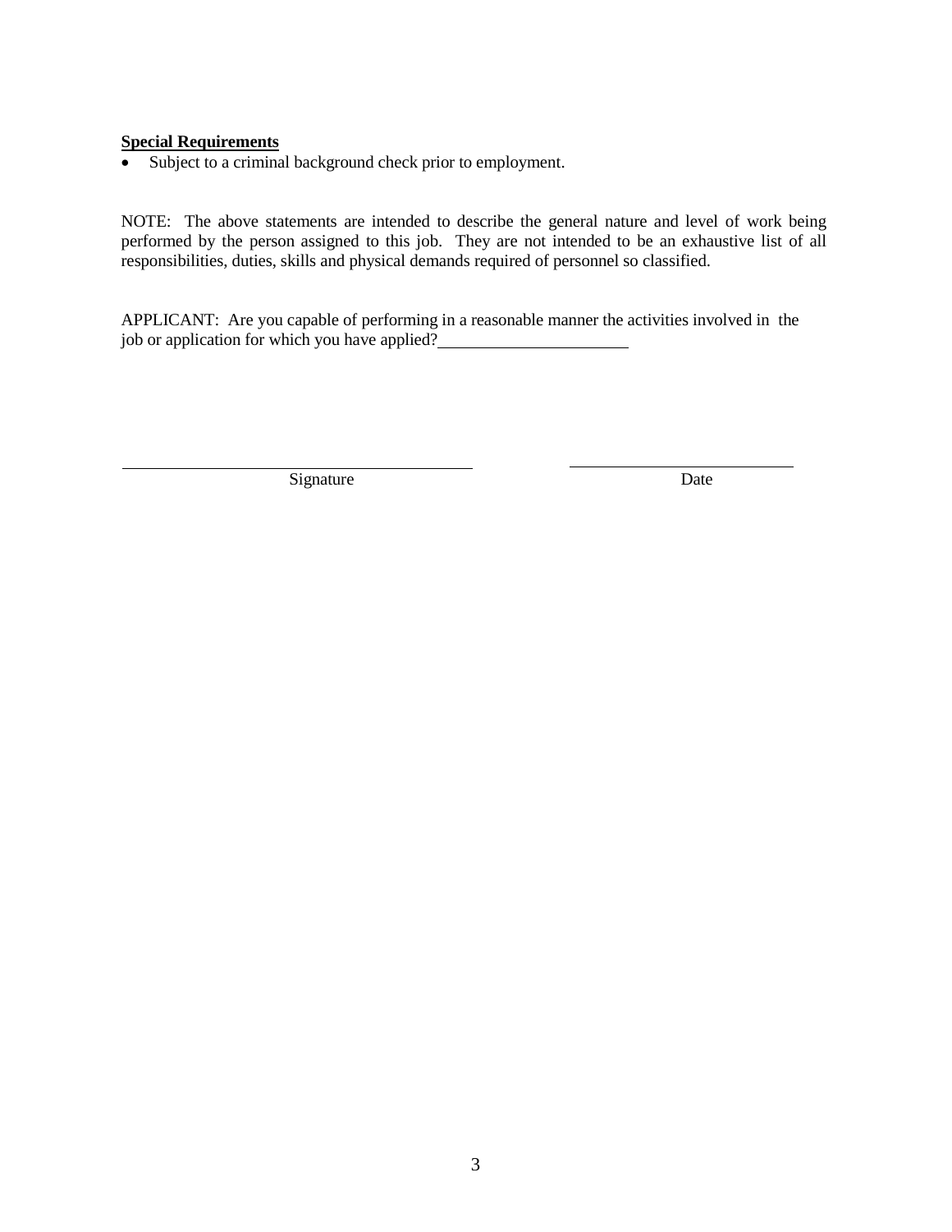**Special Requirements**

- Subject to a criminal background check prior to employment.

NOTE: The above statements are intended to describe the general nature and level of work being performed by the person assigned to this job. They are not intended to be an exhaustive list of all responsibilities, duties, skills and physical demands required of personnel so classified.

APPLICANT: Are you capable of performing in a reasonable manner the activities involved in the job or application for which you have applied?\_\_\_\_\_\_\_\_\_\_\_\_\_\_\_\_\_\_\_\_\_\_

\_\_\_\_\_\_\_\_\_\_\_\_\_\_\_\_\_\_\_\_\_\_\_\_\_\_\_\_\_\_\_\_\_\_\_\_\_\_\_\_\_\_ \_\_\_\_\_\_\_\_\_\_\_\_\_\_\_\_\_\_\_\_\_\_\_\_\_\_\_

Signature Date